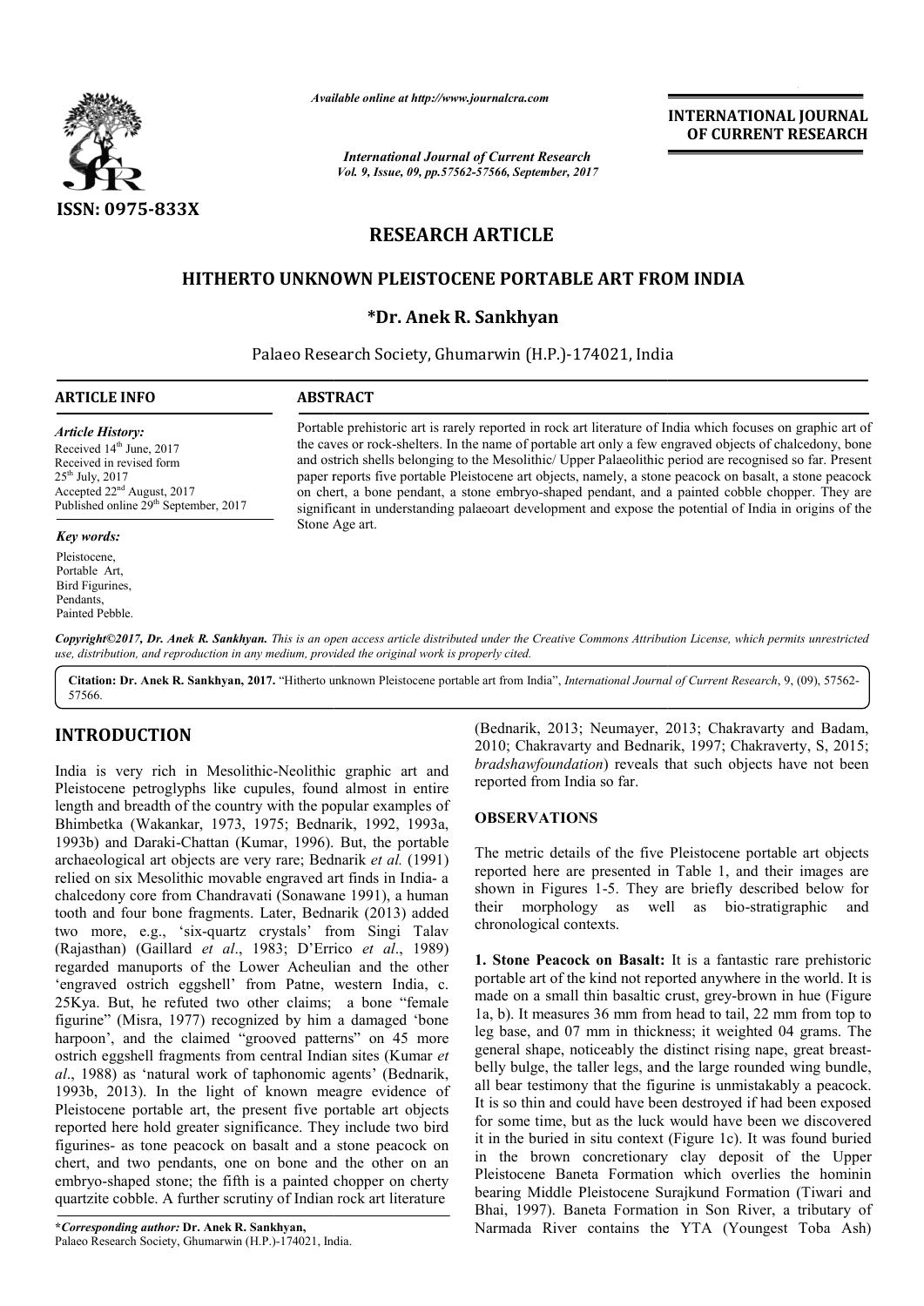*Available online at http://www.journalcra.com*

*International Journal of Current Research*
*Vol. 9, Issue, 09, pp.57562-57566, September, 2017*

**INTERNATIONAL JOURNAL OF CURRENT RESEARCH**

**ISSN: 0975-833X**

# RESEARCH ARTICLE

## HITHERTO UNKNOWN PLEISTOCENE PORTABLE ART FROM INDIA

**\*Dr. Anek R. Sankhyan**

Palaeo Research Society, Ghumarwin (H.P.)-174021, India

### ARTICLE INFO

*Article History:*
Received 14th June, 2017
Received in revised form
25th July, 2017
Accepted 22nd August, 2017
Published online 29th September, 2017

*Key words:*
Pleistocene,
Portable Art,
Bird Figurines,
Pendants,
Painted Pebble.

### ABSTRACT

Portable prehistoric art is rarely reported in rock art literature of India which focuses on graphic art of the caves or rock-shelters. In the name of portable art only a few engraved objects of chalcedony, bone and ostrich shells belonging to the Mesolithic/ Upper Palaeolithic period are recognised so far. Present paper reports five portable Pleistocene art objects, namely, a stone peacock on basalt, a stone peacock on chert, a bone pendant, a stone embryo-shaped pendant, and a painted cobble chopper. They are significant in understanding palaeoart development and expose the potential of India in origins of the Stone Age art.

*Copyright©2017, Dr. Anek R. Sankhyan. This is an open access article distributed under the Creative Commons Attribution License, which permits unrestricted use, distribution, and reproduction in any medium, provided the original work is properly cited.*

**Citation: Dr. Anek R. Sankhyan, 2017.** "Hitherto unknown Pleistocene portable art from India", *International Journal of Current Research*, 9, (09), 57562-57566.

## INTRODUCTION

India is very rich in Mesolithic-Neolithic graphic art and Pleistocene petroglyphs like cupules, found almost in entire length and breadth of the country with the popular examples of Bhimbetka (Wakankar, 1973, 1975; Bednarik, 1992, 1993a, 1993b) and Daraki-Chattan (Kumar, 1996). But, the portable archaeological art objects are very rare; Bednarik *et al.* (1991) relied on six Mesolithic movable engraved art finds in India- a chalcedony core from Chandravati (Sonawane 1991), a human tooth and four bone fragments. Later, Bednarik (2013) added two more, e.g., 'six-quartz crystals' from Singi Talav (Rajasthan) (Gaillard *et al*., 1983; D'Errico *et al*., 1989) regarded manuports of the Lower Acheulian and the other 'engraved ostrich eggshell' from Patne, western India, c. 25Kya. But, he refuted two other claims; a bone "female figurine" (Misra, 1977) recognized by him a damaged 'bone harpoon', and the claimed "grooved patterns" on 45 more ostrich eggshell fragments from central Indian sites (Kumar *et al*., 1988) as 'natural work of taphonomic agents' (Bednarik, 1993b, 2013). In the light of known meagre evidence of Pleistocene portable art, the present five portable art objects reported here hold greater significance. They include two bird figurines- as tone peacock on basalt and a stone peacock on chert, and two pendants, one on bone and the other on an embryo-shaped stone; the fifth is a painted chopper on cherty quartzite cobble. A further scrutiny of Indian rock art literature (Bednarik, 2013; Neumayer, 2013; Chakravarty and Badam, 2010; Chakravarty and Bednarik, 1997; Chakraverty, S, 2015; *bradshawfoundation*) reveals that such objects have not been reported from India so far.

## OBSERVATIONS

The metric details of the five Pleistocene portable art objects reported here are presented in Table 1, and their images are shown in Figures 1-5. They are briefly described below for their morphology as well as bio-stratigraphic and chronological contexts.

**1. Stone Peacock on Basalt:** It is a fantastic rare prehistoric portable art of the kind not reported anywhere in the world. It is made on a small thin basaltic crust, grey-brown in hue (Figure 1a, b). It measures 36 mm from head to tail, 22 mm from top to leg base, and 07 mm in thickness; it weighted 04 grams. The general shape, noticeably the distinct rising nape, great breast-belly bulge, the taller legs, and the large rounded wing bundle, all bear testimony that the figurine is unmistakably a peacock. It is so thin and could have been destroyed if had been exposed for some time, but as the luck would have been we discovered it in the buried in situ context (Figure 1c). It was found buried in the brown concretionary clay deposit of the Upper Pleistocene Baneta Formation which overlies the hominin bearing Middle Pleistocene Surajkund Formation (Tiwari and Bhai, 1997). Baneta Formation in Son River, a tributary of Narmada River contains the YTA (Youngest Toba Ash)

**\*Corresponding author: Dr. Anek R. Sankhyan,**
Palaeo Research Society, Ghumarwin (H.P.)-174021, India.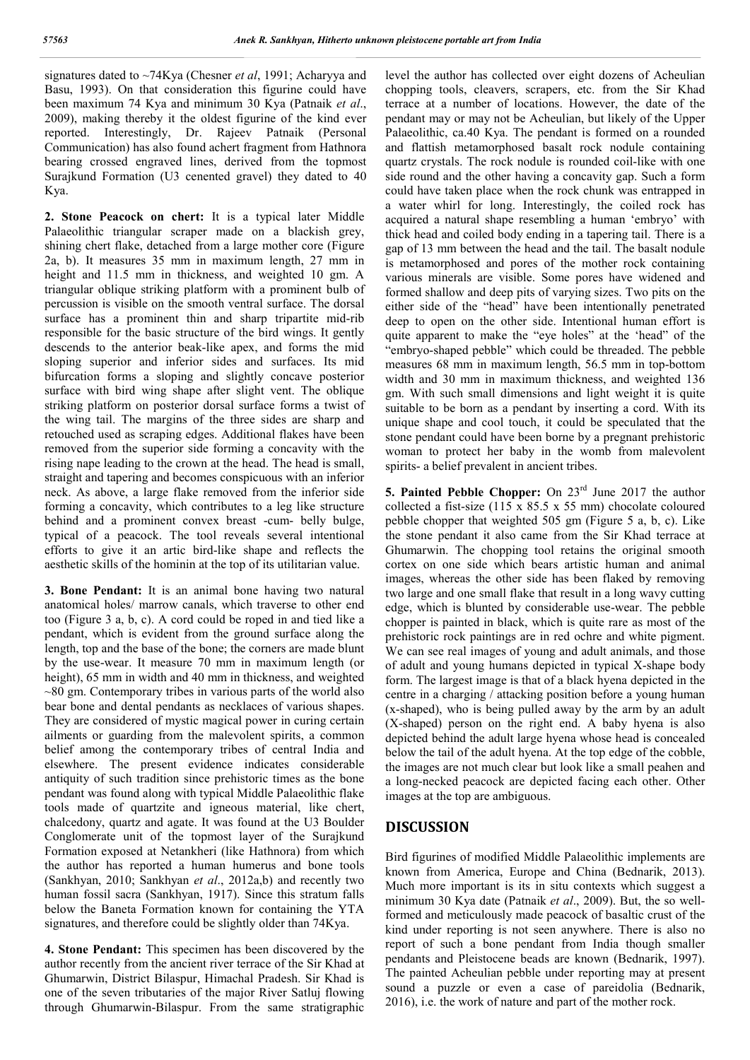signatures dated to ~74Kya (Chesner *et al*, 1991; Acharyya and Basu, 1993). On that consideration this figurine could have been maximum 74 Kya and minimum 30 Kya (Patnaik *et al*., 2009), making thereby it the oldest figurine of the kind ever reported. Interestingly, Dr. Rajeev Patnaik (Personal Communication) has also found achert fragment from Hathnora bearing crossed engraved lines, derived from the topmost Surajkund Formation (U3 cenented gravel) they dated to 40 Kya.

**2. Stone Peacock on chert:** It is a typical later Middle Palaeolithic triangular scraper made on a blackish grey, shining chert flake, detached from a large mother core (Figure 2a, b). It measures 35 mm in maximum length, 27 mm in height and 11.5 mm in thickness, and weighted 10 gm. A triangular oblique striking platform with a prominent bulb of percussion is visible on the smooth ventral surface. The dorsal surface has a prominent thin and sharp tripartite mid-rib responsible for the basic structure of the bird wings. It gently descends to the anterior beak-like apex, and forms the mid sloping superior and inferior sides and surfaces. Its mid bifurcation forms a sloping and slightly concave posterior surface with bird wing shape after slight vent. The oblique striking platform on posterior dorsal surface forms a twist of the wing tail. The margins of the three sides are sharp and retouched used as scraping edges. Additional flakes have been removed from the superior side forming a concavity with the rising nape leading to the crown at the head. The head is small, straight and tapering and becomes conspicuous with an inferior neck. As above, a large flake removed from the inferior side forming a concavity, which contributes to a leg like structure behind and a prominent convex breast -cum- belly bulge, typical of a peacock. The tool reveals several intentional efforts to give it an artic bird-like shape and reflects the aesthetic skills of the hominin at the top of its utilitarian value.

**3. Bone Pendant:** It is an animal bone having two natural anatomical holes/ marrow canals, which traverse to other end too (Figure 3 a, b, c). A cord could be roped in and tied like a pendant, which is evident from the ground surface along the length, top and the base of the bone; the corners are made blunt by the use-wear. It measure 70 mm in maximum length (or height), 65 mm in width and 40 mm in thickness, and weighted ~80 gm. Contemporary tribes in various parts of the world also bear bone and dental pendants as necklaces of various shapes. They are considered of mystic magical power in curing certain ailments or guarding from the malevolent spirits, a common belief among the contemporary tribes of central India and elsewhere. The present evidence indicates considerable antiquity of such tradition since prehistoric times as the bone pendant was found along with typical Middle Palaeolithic flake tools made of quartzite and igneous material, like chert, chalcedony, quartz and agate. It was found at the U3 Boulder Conglomerate unit of the topmost layer of the Surajkund Formation exposed at Netankheri (like Hathnora) from which the author has reported a human humerus and bone tools (Sankhyan, 2010; Sankhyan *et al*., 2012a,b) and recently two human fossil sacra (Sankhyan, 1917). Since this stratum falls below the Baneta Formation known for containing the YTA signatures, and therefore could be slightly older than 74Kya.

**4. Stone Pendant:** This specimen has been discovered by the author recently from the ancient river terrace of the Sir Khad at Ghumarwin, District Bilaspur, Himachal Pradesh. Sir Khad is one of the seven tributaries of the major River Satluj flowing through Ghumarwin-Bilaspur. From the same stratigraphic level the author has collected over eight dozens of Acheulian chopping tools, cleavers, scrapers, etc. from the Sir Khad terrace at a number of locations. However, the date of the pendant may or may not be Acheulian, but likely of the Upper Palaeolithic, ca.40 Kya. The pendant is formed on a rounded and flattish metamorphosed basalt rock nodule containing quartz crystals. The rock nodule is rounded coil-like with one side round and the other having a concavity gap. Such a form could have taken place when the rock chunk was entrapped in a water whirl for long. Interestingly, the coiled rock has acquired a natural shape resembling a human 'embryo' with thick head and coiled body ending in a tapering tail. There is a gap of 13 mm between the head and the tail. The basalt nodule is metamorphosed and pores of the mother rock containing various minerals are visible. Some pores have widened and formed shallow and deep pits of varying sizes. Two pits on the either side of the "head" have been intentionally penetrated deep to open on the other side. Intentional human effort is quite apparent to make the "eye holes" at the 'head' of the "embryo-shaped pebble" which could be threaded. The pebble measures 68 mm in maximum length, 56.5 mm in top-bottom width and 30 mm in maximum thickness, and weighted 136 gm. With such small dimensions and light weight it is quite suitable to be born as a pendant by inserting a cord. With its unique shape and cool touch, it could be speculated that the stone pendant could have been borne by a pregnant prehistoric woman to protect her baby in the womb from malevolent spirits- a belief prevalent in ancient tribes.

**5. Painted Pebble Chopper:** On 23rd June 2017 the author collected a fist-size (115 x 85.5 x 55 mm) chocolate coloured pebble chopper that weighted 505 gm (Figure 5 a, b, c). Like the stone pendant it also came from the Sir Khad terrace at Ghumarwin. The chopping tool retains the original smooth cortex on one side which bears artistic human and animal images, whereas the other side has been flaked by removing two large and one small flake that result in a long wavy cutting edge, which is blunted by considerable use-wear. The pebble chopper is painted in black, which is quite rare as most of the prehistoric rock paintings are in red ochre and white pigment. We can see real images of young and adult animals, and those of adult and young humans depicted in typical X-shape body form. The largest image is that of a black hyena depicted in the centre in a charging / attacking position before a young human (x-shaped), who is being pulled away by the arm by an adult (X-shaped) person on the right end. A baby hyena is also depicted behind the adult large hyena whose head is concealed below the tail of the adult hyena. At the top edge of the cobble, the images are not much clear but look like a small peahen and a long-necked peacock are depicted facing each other. Other images at the top are ambiguous.

## DISCUSSION

Bird figurines of modified Middle Palaeolithic implements are known from America, Europe and China (Bednarik, 2013). Much more important is its in situ contexts which suggest a minimum 30 Kya date (Patnaik *et al*., 2009). But, the so well-formed and meticulously made peacock of basaltic crust of the kind under reporting is not seen anywhere. There is also no report of such a bone pendant from India though smaller pendants and Pleistocene beads are known (Bednarik, 1997). The painted Acheulian pebble under reporting may at present sound a puzzle or even a case of pareidolia (Bednarik, 2016), i.e. the work of nature and part of the mother rock.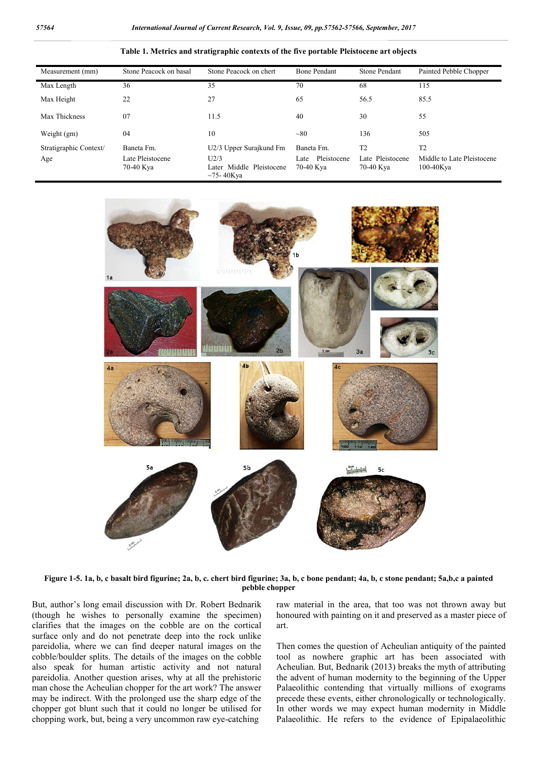**Table 1. Metrics and stratigraphic contexts of the five portable Pleistocene art objects**

| Measurement (mm) | Stone Peacock on basal | Stone Peacock on chert | Bone Pendant | Stone Pendant | Painted Pebble Chopper |
|---|---|---|---|---|---|
| Max Length | 36 | 35 | 70 | 68 | 115 |
| Max Height | 22 | 27 | 65 | 56.5 | 85.5 |
| Max Thickness | 07 | 11.5 | 40 | 30 | 55 |
| Weight (gm) | 04 | 10 | ~80 | 136 | 505 |
| Stratigraphic Context/ Age | Baneta Fm. Late Pleistocene 70-40 Kya | U2/3 Upper Surajkund Fm U2/3 Later Middle Pleistocene ~75- 40Kya | Baneta Fm. Late Pleistocene 70-40 Kya | T2 Late Pleistocene 70-40 Kya | T2 Middle to Late Pleistocene 100-40Kya |

**Figure 1-5. 1a, b, c basalt bird figurine; 2a, b, c. chert bird figurine; 3a, b, c bone pendant; 4a, b, c stone pendant; 5a,b,c a painted pebble chopper**

But, author's long email discussion with Dr. Robert Bednarik (though he wishes to personally examine the specimen) clarifies that the images on the cobble are on the cortical surface only and do not penetrate deep into the rock unlike pareidolia, where we can find deeper natural images on the cobble/boulder splits. The details of the images on the cobble also speak for human artistic activity and not natural pareidolia. Another question arises, why at all the prehistoric man chose the Acheulian chopper for the art work? The answer may be indirect. With the prolonged use the sharp edge of the chopper got blunt such that it could no longer be utilised for chopping work, but, being a very uncommon raw eye-catching raw material in the area, that too was not thrown away but honoured with painting on it and preserved as a master piece of art.

Then comes the question of Acheulian antiquity of the painted tool as nowhere graphic art has been associated with Acheulian. But, Bednarik (2013) breaks the myth of attributing the advent of human modernity to the beginning of the Upper Palaeolithic contending that virtually millions of exograms precede these events, either chronologically or technologically. In other words we may expect human modernity in Middle Palaeolithic. He refers to the evidence of Epipalaeolithic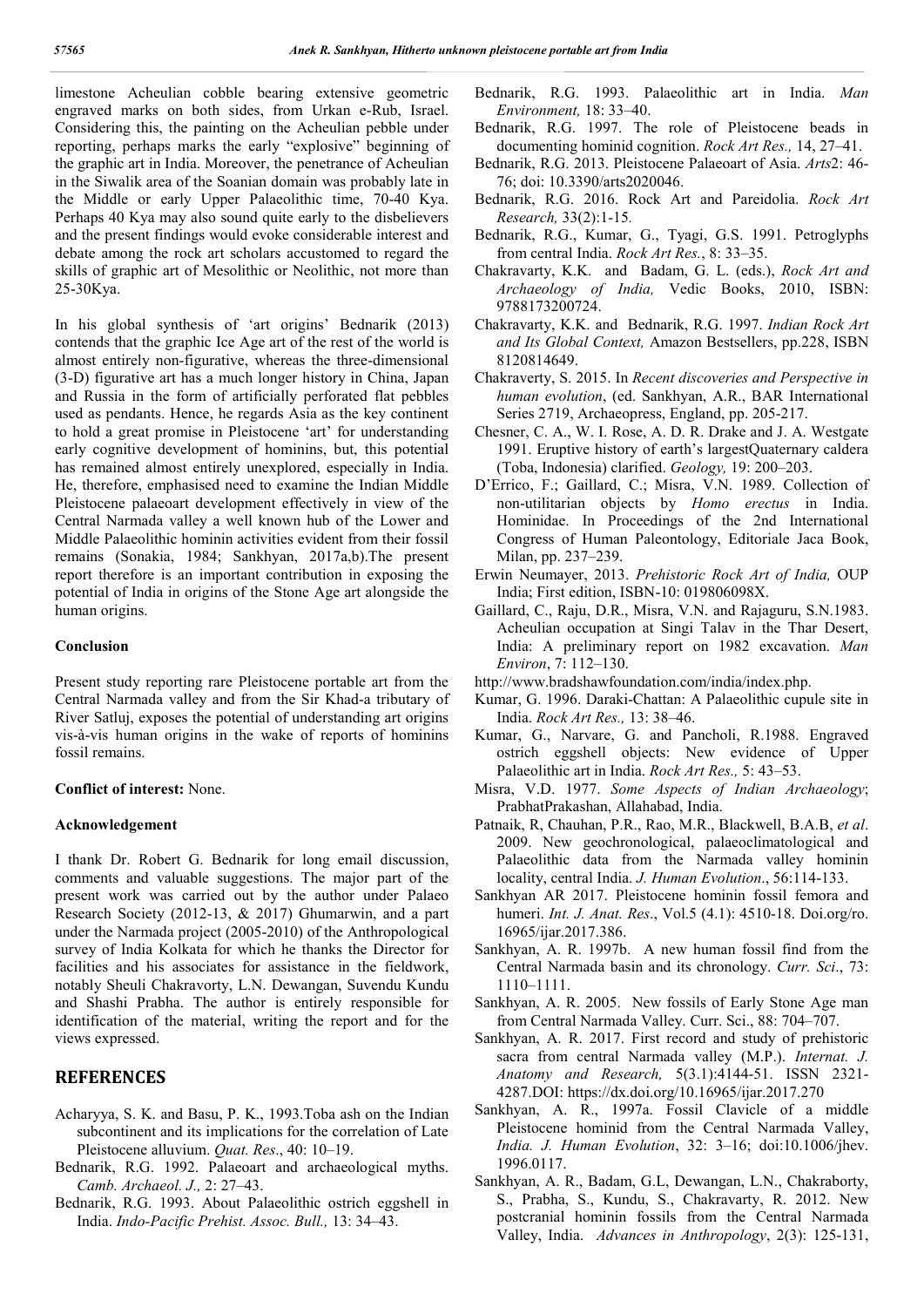limestone Acheulian cobble bearing extensive geometric engraved marks on both sides, from Urkan e-Rub, Israel. Considering this, the painting on the Acheulian pebble under reporting, perhaps marks the early "explosive" beginning of the graphic art in India. Moreover, the penetrance of Acheulian in the Siwalik area of the Soanian domain was probably late in the Middle or early Upper Palaeolithic time, 70-40 Kya. Perhaps 40 Kya may also sound quite early to the disbelievers and the present findings would evoke considerable interest and debate among the rock art scholars accustomed to regard the skills of graphic art of Mesolithic or Neolithic, not more than 25-30Kya.

In his global synthesis of 'art origins' Bednarik (2013) contends that the graphic Ice Age art of the rest of the world is almost entirely non-figurative, whereas the three-dimensional (3-D) figurative art has a much longer history in China, Japan and Russia in the form of artificially perforated flat pebbles used as pendants. Hence, he regards Asia as the key continent to hold a great promise in Pleistocene 'art' for understanding early cognitive development of hominins, but, this potential has remained almost entirely unexplored, especially in India. He, therefore, emphasised need to examine the Indian Middle Pleistocene palaeoart development effectively in view of the Central Narmada valley a well known hub of the Lower and Middle Palaeolithic hominin activities evident from their fossil remains (Sonakia, 1984; Sankhyan, 2017a,b).The present report therefore is an important contribution in exposing the potential of India in origins of the Stone Age art alongside the human origins.

#### Conclusion

Present study reporting rare Pleistocene portable art from the Central Narmada valley and from the Sir Khad-a tributary of River Satluj, exposes the potential of understanding art origins vis-à-vis human origins in the wake of reports of hominins fossil remains.

**Conflict of interest:** None.

#### Acknowledgement

I thank Dr. Robert G. Bednarik for long email discussion, comments and valuable suggestions. The major part of the present work was carried out by the author under Palaeo Research Society (2012-13, & 2017) Ghumarwin, and a part under the Narmada project (2005-2010) of the Anthropological survey of India Kolkata for which he thanks the Director for facilities and his associates for assistance in the fieldwork, notably Sheuli Chakravorty, L.N. Dewangan, Suvendu Kundu and Shashi Prabha. The author is entirely responsible for identification of the material, writing the report and for the views expressed.

## REFERENCES

- Acharyya, S. K. and Basu, P. K., 1993.Toba ash on the Indian subcontinent and its implications for the correlation of Late Pleistocene alluvium. *Quat. Res*., 40: 10–19.
- Bednarik, R.G. 1992. Palaeoart and archaeological myths. *Camb. Archaeol. J.,* 2: 27–43.
- Bednarik, R.G. 1993. About Palaeolithic ostrich eggshell in India. *Indo-Pacific Prehist. Assoc. Bull.,* 13: 34–43.
- Bednarik, R.G. 1993. Palaeolithic art in India. *Man Environment,* 18: 33–40.
- Bednarik, R.G. 1997. The role of Pleistocene beads in documenting hominid cognition. *Rock Art Res.,* 14, 27–41.
- Bednarik, R.G. 2013. Pleistocene Palaeoart of Asia. *Arts*2: 46-76; doi: 10.3390/arts2020046.
- Bednarik, R.G. 2016. Rock Art and Pareidolia. *Rock Art Research,* 33(2):1-15.
- Bednarik, R.G., Kumar, G., Tyagi, G.S. 1991. Petroglyphs from central India. *Rock Art Res.*, 8: 33–35.
- Chakravarty, K.K. and Badam, G. L. (eds.), *Rock Art and Archaeology of India,* Vedic Books, 2010, ISBN: 9788173200724.
- Chakravarty, K.K. and Bednarik, R.G. 1997. *Indian Rock Art and Its Global Context,* Amazon Bestsellers, pp.228, ISBN 8120814649.
- Chakraverty, S. 2015. In *Recent discoveries and Perspective in human evolution*, (ed. Sankhyan, A.R., BAR International Series 2719, Archaeopress, England, pp. 205-217.
- Chesner, C. A., W. I. Rose, A. D. R. Drake and J. A. Westgate 1991. Eruptive history of earth's largestQuaternary caldera (Toba, Indonesia) clarified. *Geology,* 19: 200–203.
- D'Errico, F.; Gaillard, C.; Misra, V.N. 1989. Collection of non-utilitarian objects by *Homo erectus* in India. Hominidae. In Proceedings of the 2nd International Congress of Human Paleontology, Editoriale Jaca Book, Milan, pp. 237–239.
- Erwin Neumayer, 2013. *Prehistoric Rock Art of India,* OUP India; First edition, ISBN-10: 019806098X.
- Gaillard, C., Raju, D.R., Misra, V.N. and Rajaguru, S.N.1983. Acheulian occupation at Singi Talav in the Thar Desert, India: A preliminary report on 1982 excavation. *Man Environ*, 7: 112–130.
- http://www.bradshawfoundation.com/india/index.php.
- Kumar, G. 1996. Daraki-Chattan: A Palaeolithic cupule site in India. *Rock Art Res.,* 13: 38–46.
- Kumar, G., Narvare, G. and Pancholi, R.1988. Engraved ostrich eggshell objects: New evidence of Upper Palaeolithic art in India. *Rock Art Res.,* 5: 43–53.
- Misra, V.D. 1977. *Some Aspects of Indian Archaeology*; PrabhatPrakashan, Allahabad, India.
- Patnaik, R, Chauhan, P.R., Rao, M.R., Blackwell, B.A.B, *et al*. 2009. New geochronological, palaeoclimatological and Palaeolithic data from the Narmada valley hominin locality, central India. *J. Human Evolution*., 56:114-133.
- Sankhyan AR 2017. Pleistocene hominin fossil femora and humeri. *Int. J. Anat. Res*., Vol.5 (4.1): 4510-18. Doi.org/ro. 16965/ijar.2017.386.
- Sankhyan, A. R. 1997b. A new human fossil find from the Central Narmada basin and its chronology. *Curr. Sci*., 73: 1110–1111.
- Sankhyan, A. R. 2005. New fossils of Early Stone Age man from Central Narmada Valley. Curr. Sci., 88: 704–707.
- Sankhyan, A. R. 2017. First record and study of prehistoric sacra from central Narmada valley (M.P.). *Internat. J. Anatomy and Research,* 5(3.1):4144-51. ISSN 2321-4287.DOI: https://dx.doi.org/10.16965/ijar.2017.270
- Sankhyan, A. R., 1997a. Fossil Clavicle of a middle Pleistocene hominid from the Central Narmada Valley, *India. J. Human Evolution*, 32: 3–16; doi:10.1006/jhev.1996.0117.
- Sankhyan, A. R., Badam, G.L, Dewangan, L.N., Chakraborty, S., Prabha, S., Kundu, S., Chakravarty, R. 2012. New postcranial hominin fossils from the Central Narmada Valley, India. *Advances in Anthropology*, 2(3): 125-131,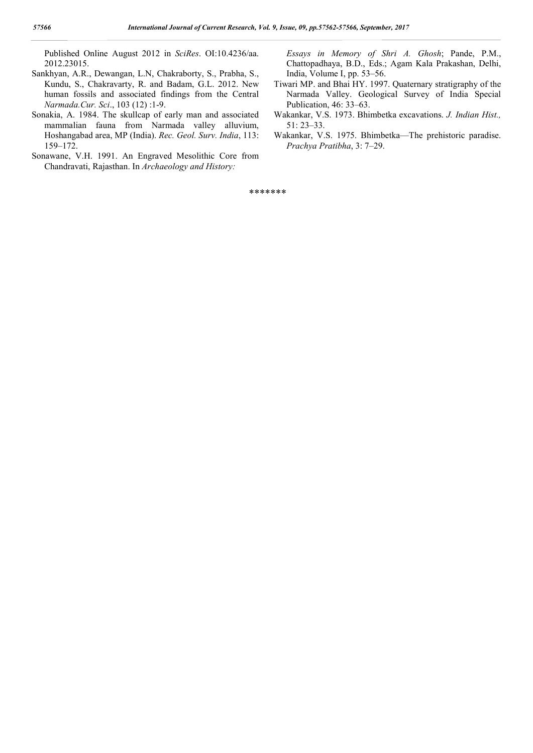Published Online August 2012 in *SciRes*. OI:10.4236/aa. 2012.23015.

Sankhyan, A.R., Dewangan, L.N, Chakraborty, S., Prabha, S., Kundu, S., Chakravarty, R. and Badam, G.L. 2012. New human fossils and associated findings from the Central *Narmada.Cur. Sci*., 103 (12) :1-9.

Sonakia, A. 1984. The skullcap of early man and associated mammalian fauna from Narmada valley alluvium, Hoshangabad area, MP (India). *Rec. Geol. Surv. India*, 113: 159–172.

Sonawane, V.H. 1991. An Engraved Mesolithic Core from Chandravati, Rajasthan. In *Archaeology and History: Essays in Memory of Shri A. Ghosh*; Pande, P.M., Chattopadhaya, B.D., Eds.; Agam Kala Prakashan, Delhi, India, Volume I, pp. 53–56.

Tiwari MP. and Bhai HY. 1997. Quaternary stratigraphy of the Narmada Valley. Geological Survey of India Special Publication, 46: 33–63.

Wakankar, V.S. 1973. Bhimbetka excavations. *J. Indian Hist.,* 51: 23–33.

Wakankar, V.S. 1975. Bhimbetka—The prehistoric paradise. *Prachya Pratibha*, 3: 7–29.

*******